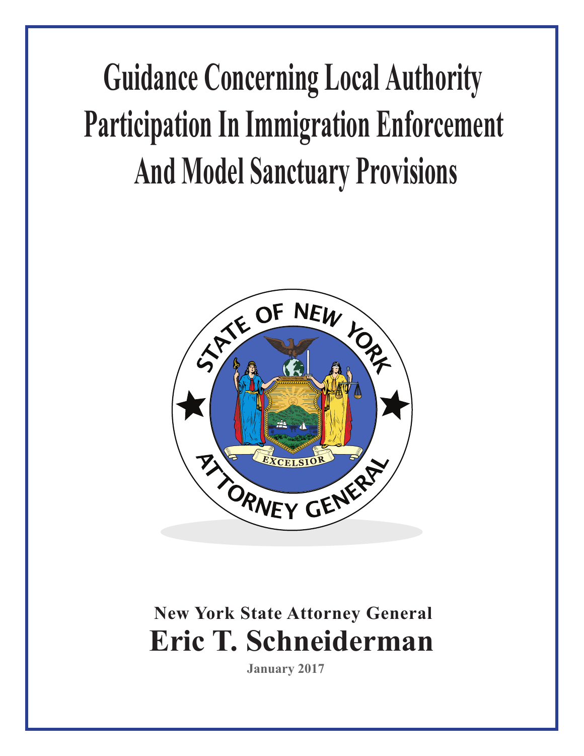# Guidance Concerning Local Authority Participation In Immigration Enforcement And Model Sanctuary Provisions

**New York State Attorney General**

**Eric T. Schneiderman**

**January 2017**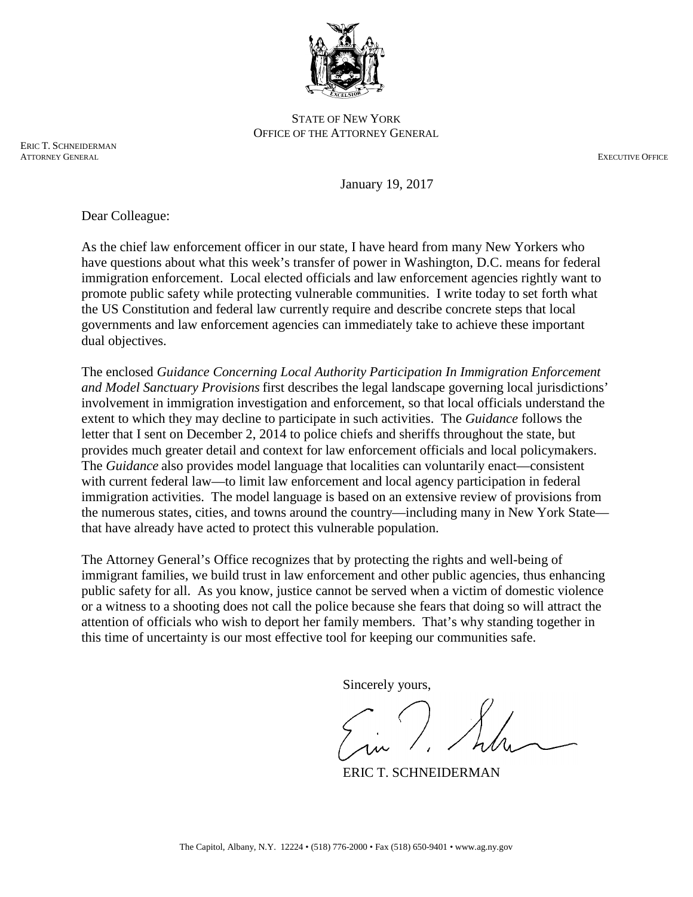STATE OF NEW YORK
OFFICE OF THE ATTORNEY GENERAL

ERIC T. SCHNEIDERMAN
ATTORNEY GENERAL

EXECUTIVE OFFICE

January 19, 2017

Dear Colleague:

As the chief law enforcement officer in our state, I have heard from many New Yorkers who have questions about what this week's transfer of power in Washington, D.C. means for federal immigration enforcement. Local elected officials and law enforcement agencies rightly want to promote public safety while protecting vulnerable communities. I write today to set forth what the US Constitution and federal law currently require and describe concrete steps that local governments and law enforcement agencies can immediately take to achieve these important dual objectives.

The enclosed *Guidance Concerning Local Authority Participation In Immigration Enforcement and Model Sanctuary Provisions* first describes the legal landscape governing local jurisdictions' involvement in immigration investigation and enforcement, so that local officials understand the extent to which they may decline to participate in such activities. The *Guidance* follows the letter that I sent on December 2, 2014 to police chiefs and sheriffs throughout the state, but provides much greater detail and context for law enforcement officials and local policymakers. The *Guidance* also provides model language that localities can voluntarily enact—consistent with current federal law—to limit law enforcement and local agency participation in federal immigration activities. The model language is based on an extensive review of provisions from the numerous states, cities, and towns around the country—including many in New York State—that have already have acted to protect this vulnerable population.

The Attorney General's Office recognizes that by protecting the rights and well-being of immigrant families, we build trust in law enforcement and other public agencies, thus enhancing public safety for all. As you know, justice cannot be served when a victim of domestic violence or a witness to a shooting does not call the police because she fears that doing so will attract the attention of officials who wish to deport her family members. That's why standing together in this time of uncertainty is our most effective tool for keeping our communities safe.

Sincerely yours,

ERIC T. SCHNEIDERMAN

The Capitol, Albany, N.Y. 12224 • (518) 776-2000 • Fax (518) 650-9401 • www.ag.ny.gov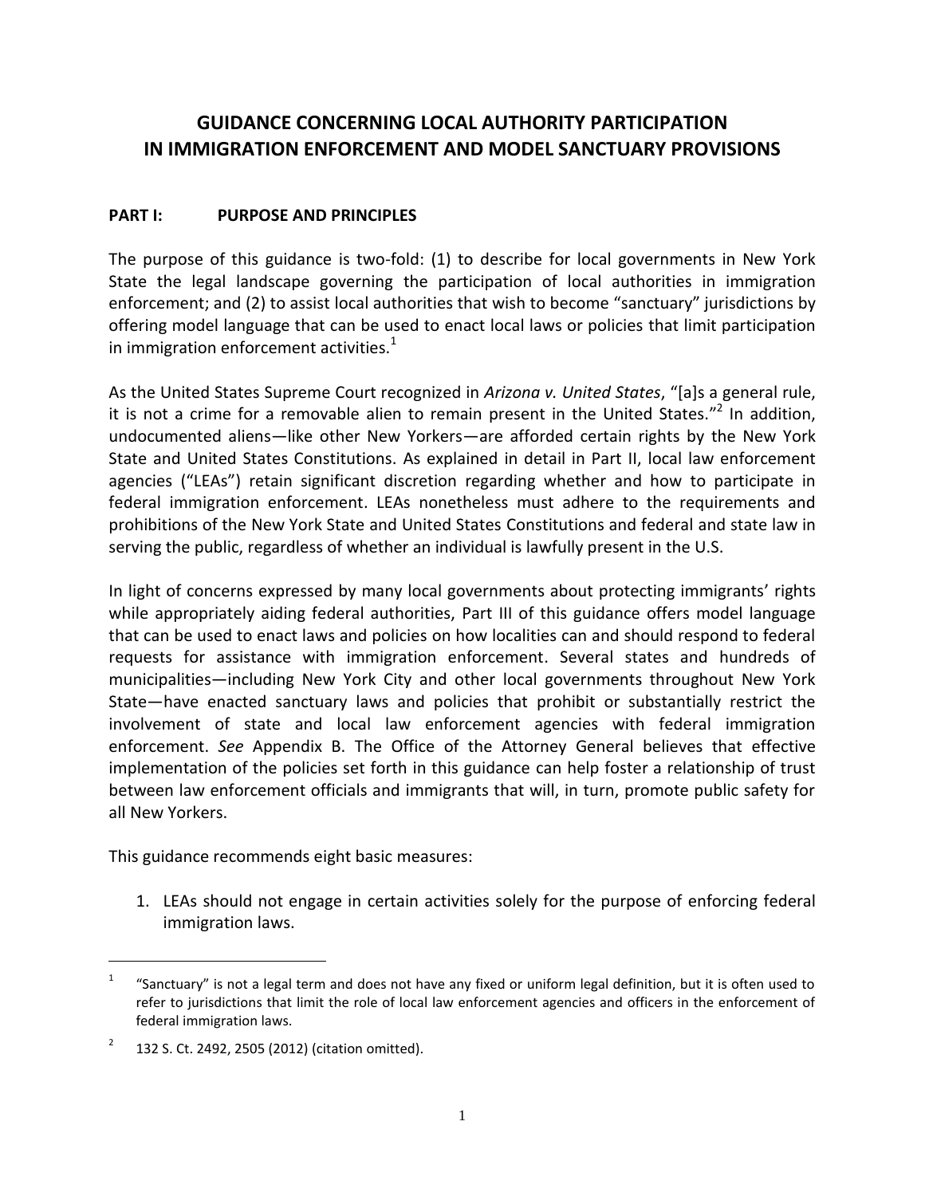# GUIDANCE CONCERNING LOCAL AUTHORITY PARTICIPATION IN IMMIGRATION ENFORCEMENT AND MODEL SANCTUARY PROVISIONS

## PART I: PURPOSE AND PRINCIPLES

The purpose of this guidance is two-fold: (1) to describe for local governments in New York State the legal landscape governing the participation of local authorities in immigration enforcement; and (2) to assist local authorities that wish to become "sanctuary" jurisdictions by offering model language that can be used to enact local laws or policies that limit participation in immigration enforcement activities.[1]

As the United States Supreme Court recognized in *Arizona v. United States*, "[a]s a general rule, it is not a crime for a removable alien to remain present in the United States."[2] In addition, undocumented aliens—like other New Yorkers—are afforded certain rights by the New York State and United States Constitutions. As explained in detail in Part II, local law enforcement agencies ("LEAs") retain significant discretion regarding whether and how to participate in federal immigration enforcement. LEAs nonetheless must adhere to the requirements and prohibitions of the New York State and United States Constitutions and federal and state law in serving the public, regardless of whether an individual is lawfully present in the U.S.

In light of concerns expressed by many local governments about protecting immigrants' rights while appropriately aiding federal authorities, Part III of this guidance offers model language that can be used to enact laws and policies on how localities can and should respond to federal requests for assistance with immigration enforcement. Several states and hundreds of municipalities—including New York City and other local governments throughout New York State—have enacted sanctuary laws and policies that prohibit or substantially restrict the involvement of state and local law enforcement agencies with federal immigration enforcement. *See* Appendix B. The Office of the Attorney General believes that effective implementation of the policies set forth in this guidance can help foster a relationship of trust between law enforcement officials and immigrants that will, in turn, promote public safety for all New Yorkers.

This guidance recommends eight basic measures:

1. LEAs should not engage in certain activities solely for the purpose of enforcing federal immigration laws.

---

[1] "Sanctuary" is not a legal term and does not have any fixed or uniform legal definition, but it is often used to refer to jurisdictions that limit the role of local law enforcement agencies and officers in the enforcement of federal immigration laws.

[2] 132 S. Ct. 2492, 2505 (2012) (citation omitted).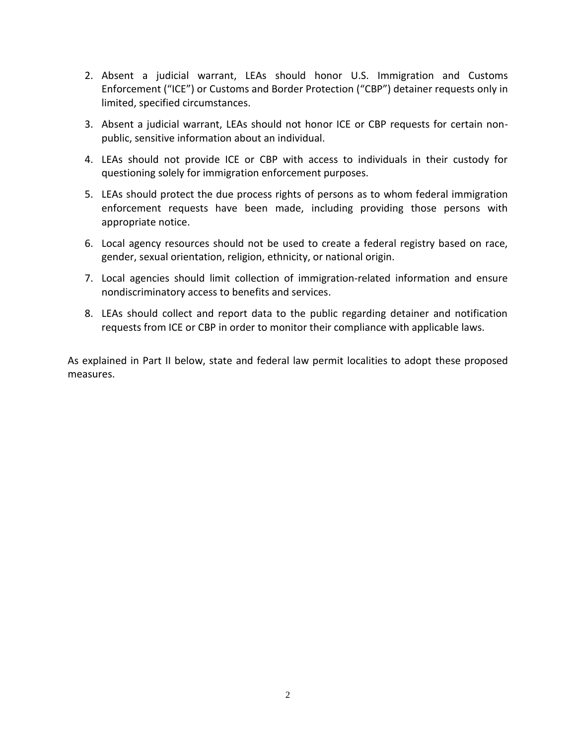2. Absent a judicial warrant, LEAs should honor U.S. Immigration and Customs Enforcement ("ICE") or Customs and Border Protection ("CBP") detainer requests only in limited, specified circumstances.

3. Absent a judicial warrant, LEAs should not honor ICE or CBP requests for certain non-public, sensitive information about an individual.

4. LEAs should not provide ICE or CBP with access to individuals in their custody for questioning solely for immigration enforcement purposes.

5. LEAs should protect the due process rights of persons as to whom federal immigration enforcement requests have been made, including providing those persons with appropriate notice.

6. Local agency resources should not be used to create a federal registry based on race, gender, sexual orientation, religion, ethnicity, or national origin.

7. Local agencies should limit collection of immigration-related information and ensure nondiscriminatory access to benefits and services.

8. LEAs should collect and report data to the public regarding detainer and notification requests from ICE or CBP in order to monitor their compliance with applicable laws.

As explained in Part II below, state and federal law permit localities to adopt these proposed measures.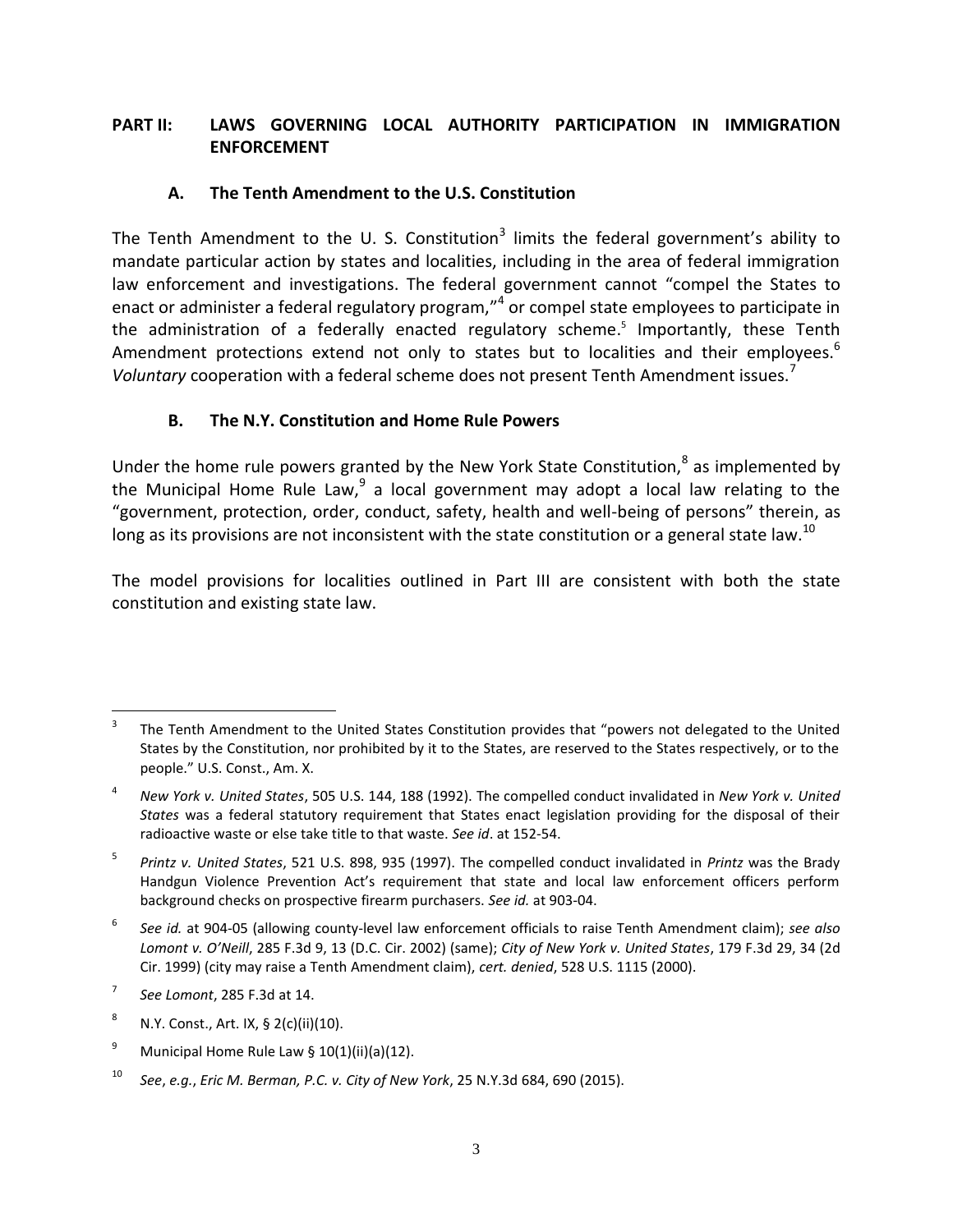## PART II: LAWS GOVERNING LOCAL AUTHORITY PARTICIPATION IN IMMIGRATION ENFORCEMENT

### A. The Tenth Amendment to the U.S. Constitution

The Tenth Amendment to the U. S. Constitution[3] limits the federal government's ability to mandate particular action by states and localities, including in the area of federal immigration law enforcement and investigations. The federal government cannot "compel the States to enact or administer a federal regulatory program,"[4] or compel state employees to participate in the administration of a federally enacted regulatory scheme.[5] Importantly, these Tenth Amendment protections extend not only to states but to localities and their employees.[6] *Voluntary* cooperation with a federal scheme does not present Tenth Amendment issues.[7]

### B. The N.Y. Constitution and Home Rule Powers

Under the home rule powers granted by the New York State Constitution,[8] as implemented by the Municipal Home Rule Law,[9] a local government may adopt a local law relating to the "government, protection, order, conduct, safety, health and well-being of persons" therein, as long as its provisions are not inconsistent with the state constitution or a general state law.[10]

The model provisions for localities outlined in Part III are consistent with both the state constitution and existing state law.

---

[3] The Tenth Amendment to the United States Constitution provides that "powers not delegated to the United States by the Constitution, nor prohibited by it to the States, are reserved to the States respectively, or to the people." U.S. Const., Am. X.

[4] *New York v. United States*, 505 U.S. 144, 188 (1992). The compelled conduct invalidated in *New York v. United States* was a federal statutory requirement that States enact legislation providing for the disposal of their radioactive waste or else take title to that waste. *See id*. at 152-54.

[5] *Printz v. United States*, 521 U.S. 898, 935 (1997). The compelled conduct invalidated in *Printz* was the Brady Handgun Violence Prevention Act's requirement that state and local law enforcement officers perform background checks on prospective firearm purchasers. *See id.* at 903-04.

[6] *See id.* at 904-05 (allowing county-level law enforcement officials to raise Tenth Amendment claim); *see also Lomont v. O'Neill*, 285 F.3d 9, 13 (D.C. Cir. 2002) (same); *City of New York v. United States*, 179 F.3d 29, 34 (2d Cir. 1999) (city may raise a Tenth Amendment claim), *cert. denied*, 528 U.S. 1115 (2000).

[7] *See Lomont*, 285 F.3d at 14.

[8] N.Y. Const., Art. IX, § 2(c)(ii)(10).

[9] Municipal Home Rule Law § 10(1)(ii)(a)(12).

[10] *See*, *e.g.*, *Eric M. Berman, P.C. v. City of New York*, 25 N.Y.3d 684, 690 (2015).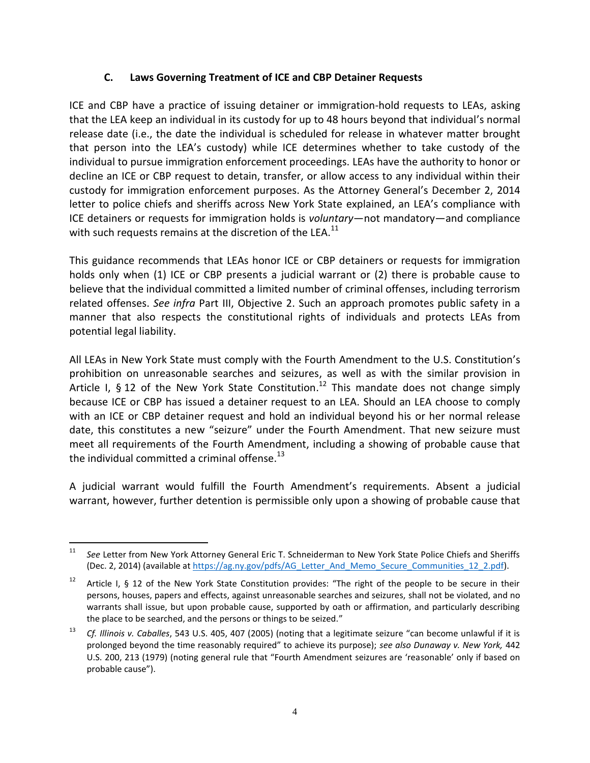### C. Laws Governing Treatment of ICE and CBP Detainer Requests

ICE and CBP have a practice of issuing detainer or immigration-hold requests to LEAs, asking that the LEA keep an individual in its custody for up to 48 hours beyond that individual's normal release date (i.e., the date the individual is scheduled for release in whatever matter brought that person into the LEA's custody) while ICE determines whether to take custody of the individual to pursue immigration enforcement proceedings. LEAs have the authority to honor or decline an ICE or CBP request to detain, transfer, or allow access to any individual within their custody for immigration enforcement purposes. As the Attorney General's December 2, 2014 letter to police chiefs and sheriffs across New York State explained, an LEA's compliance with ICE detainers or requests for immigration holds is *voluntary*—not mandatory—and compliance with such requests remains at the discretion of the LEA.[11]

This guidance recommends that LEAs honor ICE or CBP detainers or requests for immigration holds only when (1) ICE or CBP presents a judicial warrant or (2) there is probable cause to believe that the individual committed a limited number of criminal offenses, including terrorism related offenses. *See infra* Part III, Objective 2. Such an approach promotes public safety in a manner that also respects the constitutional rights of individuals and protects LEAs from potential legal liability.

All LEAs in New York State must comply with the Fourth Amendment to the U.S. Constitution's prohibition on unreasonable searches and seizures, as well as with the similar provision in Article I, § 12 of the New York State Constitution.[12] This mandate does not change simply because ICE or CBP has issued a detainer request to an LEA. Should an LEA choose to comply with an ICE or CBP detainer request and hold an individual beyond his or her normal release date, this constitutes a new "seizure" under the Fourth Amendment. That new seizure must meet all requirements of the Fourth Amendment, including a showing of probable cause that the individual committed a criminal offense.[13]

A judicial warrant would fulfill the Fourth Amendment's requirements. Absent a judicial warrant, however, further detention is permissible only upon a showing of probable cause that

---

[11] *See* Letter from New York Attorney General Eric T. Schneiderman to New York State Police Chiefs and Sheriffs (Dec. 2, 2014) (available at https://ag.ny.gov/pdfs/AG_Letter_And_Memo_Secure_Communities_12_2.pdf).

[12] Article I, § 12 of the New York State Constitution provides: "The right of the people to be secure in their persons, houses, papers and effects, against unreasonable searches and seizures, shall not be violated, and no warrants shall issue, but upon probable cause, supported by oath or affirmation, and particularly describing the place to be searched, and the persons or things to be seized."

[13] *Cf. Illinois v. Caballes*, 543 U.S. 405, 407 (2005) (noting that a legitimate seizure "can become unlawful if it is prolonged beyond the time reasonably required" to achieve its purpose); *see also Dunaway v. New York,* 442 U.S. 200, 213 (1979) (noting general rule that "Fourth Amendment seizures are 'reasonable' only if based on probable cause").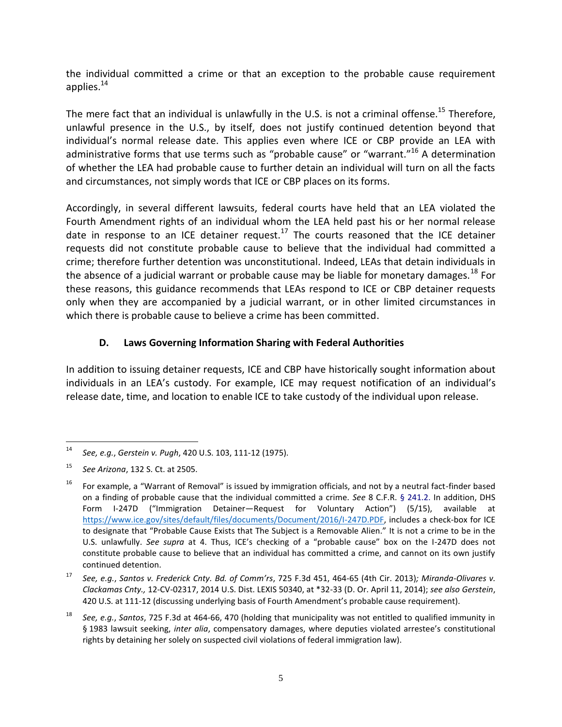the individual committed a crime or that an exception to the probable cause requirement applies.[14]

The mere fact that an individual is unlawfully in the U.S. is not a criminal offense.[15] Therefore, unlawful presence in the U.S., by itself, does not justify continued detention beyond that individual's normal release date. This applies even where ICE or CBP provide an LEA with administrative forms that use terms such as "probable cause" or "warrant."[16] A determination of whether the LEA had probable cause to further detain an individual will turn on all the facts and circumstances, not simply words that ICE or CBP places on its forms.

Accordingly, in several different lawsuits, federal courts have held that an LEA violated the Fourth Amendment rights of an individual whom the LEA held past his or her normal release date in response to an ICE detainer request.[17] The courts reasoned that the ICE detainer requests did not constitute probable cause to believe that the individual had committed a crime; therefore further detention was unconstitutional. Indeed, LEAs that detain individuals in the absence of a judicial warrant or probable cause may be liable for monetary damages.[18] For these reasons, this guidance recommends that LEAs respond to ICE or CBP detainer requests only when they are accompanied by a judicial warrant, or in other limited circumstances in which there is probable cause to believe a crime has been committed.

### D. Laws Governing Information Sharing with Federal Authorities

In addition to issuing detainer requests, ICE and CBP have historically sought information about individuals in an LEA's custody. For example, ICE may request notification of an individual's release date, time, and location to enable ICE to take custody of the individual upon release.

---

[14] *See, e.g.*, *Gerstein v. Pugh*, 420 U.S. 103, 111-12 (1975).

[15] *See Arizona*, 132 S. Ct. at 2505.

[16] For example, a "Warrant of Removal" is issued by immigration officials, and not by a neutral fact-finder based on a finding of probable cause that the individual committed a crime. *See* 8 C.F.R. § 241.2. In addition, DHS Form I-247D ("Immigration Detainer—Request for Voluntary Action") (5/15), available at https://www.ice.gov/sites/default/files/documents/Document/2016/I-247D.PDF, includes a check-box for ICE to designate that "Probable Cause Exists that The Subject is a Removable Alien." It is not a crime to be in the U.S. unlawfully. *See supra* at 4. Thus, ICE's checking of a "probable cause" box on the I-247D does not constitute probable cause to believe that an individual has committed a crime, and cannot on its own justify continued detention.

[17] *See, e.g.*, *Santos v. Frederick Cnty. Bd. of Comm'rs*, 725 F.3d 451, 464-65 (4th Cir. 2013)*; Miranda-Olivares v. Clackamas Cnty.,* 12-CV-02317, 2014 U.S. Dist. LEXIS 50340, at *32-33 (D. Or. April 11, 2014); *see also Gerstein*, 420 U.S. at 111-12 (discussing underlying basis of Fourth Amendment's probable cause requirement).

[18] *See, e.g.*, *Santos*, 725 F.3d at 464-66, 470 (holding that municipality was not entitled to qualified immunity in § 1983 lawsuit seeking, *inter alia*, compensatory damages, where deputies violated arrestee's constitutional rights by detaining her solely on suspected civil violations of federal immigration law).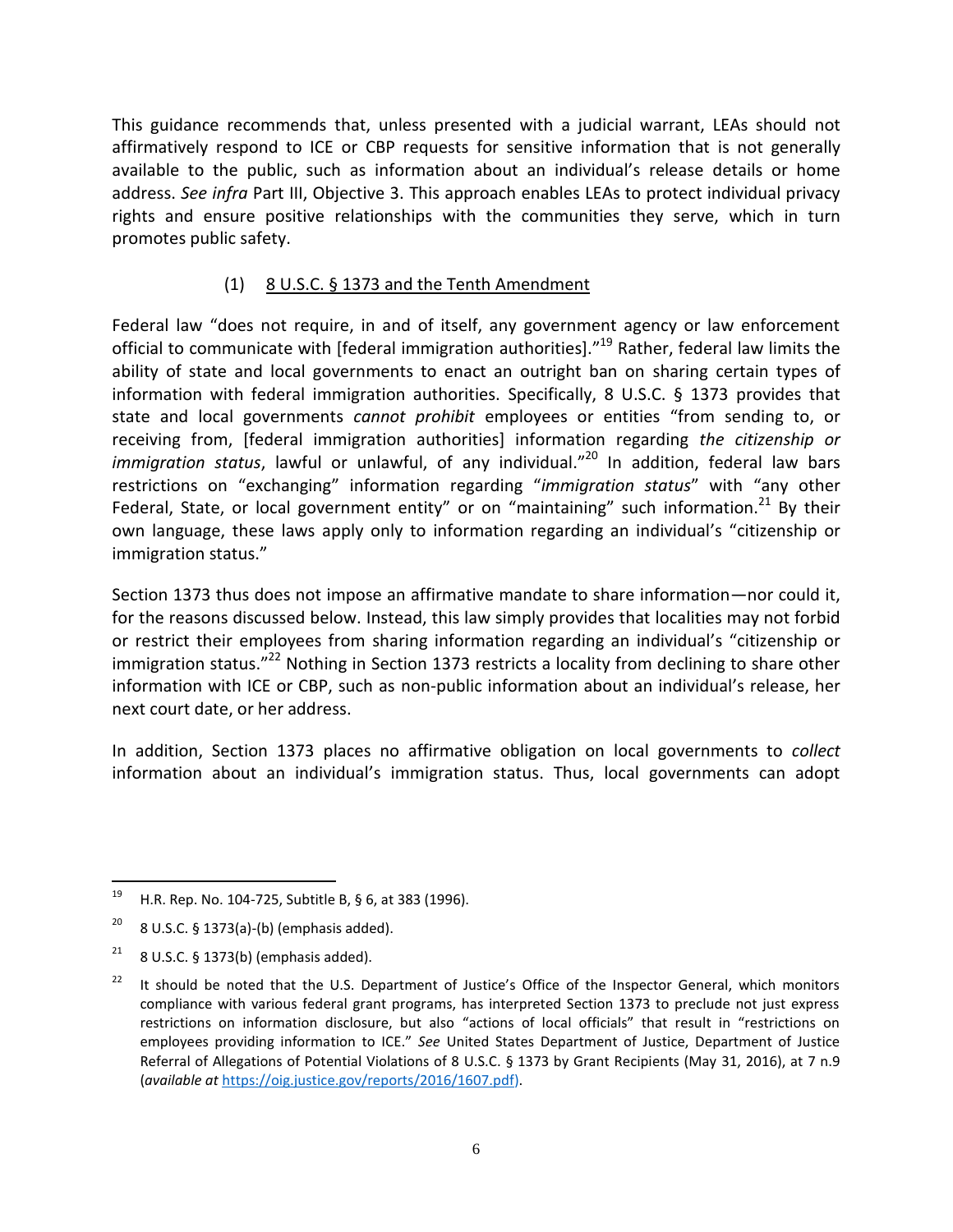This guidance recommends that, unless presented with a judicial warrant, LEAs should not affirmatively respond to ICE or CBP requests for sensitive information that is not generally available to the public, such as information about an individual's release details or home address. *See infra* Part III, Objective 3. This approach enables LEAs to protect individual privacy rights and ensure positive relationships with the communities they serve, which in turn promotes public safety.

#### (1) 8 U.S.C. § 1373 and the Tenth Amendment

Federal law "does not require, in and of itself, any government agency or law enforcement official to communicate with [federal immigration authorities]."[19] Rather, federal law limits the ability of state and local governments to enact an outright ban on sharing certain types of information with federal immigration authorities. Specifically, 8 U.S.C. § 1373 provides that state and local governments *cannot prohibit* employees or entities "from sending to, or receiving from, [federal immigration authorities] information regarding *the citizenship or immigration status*, lawful or unlawful, of any individual."[20] In addition, federal law bars restrictions on "exchanging" information regarding "*immigration status*" with "any other Federal, State, or local government entity" or on "maintaining" such information.[21] By their own language, these laws apply only to information regarding an individual's "citizenship or immigration status."

Section 1373 thus does not impose an affirmative mandate to share information—nor could it, for the reasons discussed below. Instead, this law simply provides that localities may not forbid or restrict their employees from sharing information regarding an individual's "citizenship or immigration status."[22] Nothing in Section 1373 restricts a locality from declining to share other information with ICE or CBP, such as non-public information about an individual's release, her next court date, or her address.

In addition, Section 1373 places no affirmative obligation on local governments to *collect* information about an individual's immigration status. Thus, local governments can adopt

---

[19] H.R. Rep. No. 104-725, Subtitle B, § 6, at 383 (1996).

[20] 8 U.S.C. § 1373(a)-(b) (emphasis added).

[21] 8 U.S.C. § 1373(b) (emphasis added).

[22] It should be noted that the U.S. Department of Justice's Office of the Inspector General, which monitors compliance with various federal grant programs, has interpreted Section 1373 to preclude not just express restrictions on information disclosure, but also "actions of local officials" that result in "restrictions on employees providing information to ICE." *See* United States Department of Justice, Department of Justice Referral of Allegations of Potential Violations of 8 U.S.C. § 1373 by Grant Recipients (May 31, 2016), at 7 n.9 (*available at* https://oig.justice.gov/reports/2016/1607.pdf).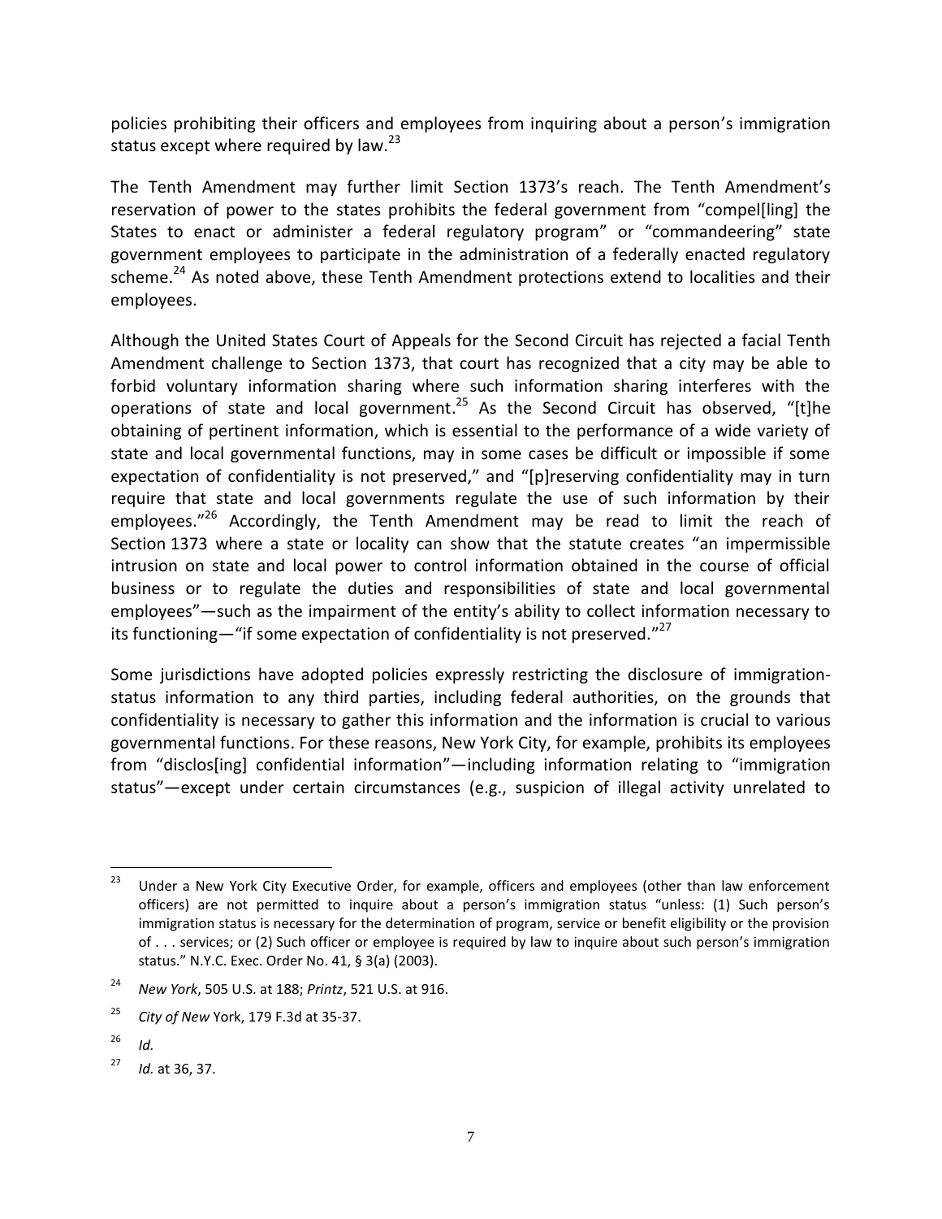policies prohibiting their officers and employees from inquiring about a person's immigration status except where required by law.[23]

The Tenth Amendment may further limit Section 1373's reach. The Tenth Amendment's reservation of power to the states prohibits the federal government from "compel[ling] the States to enact or administer a federal regulatory program" or "commandeering" state government employees to participate in the administration of a federally enacted regulatory scheme.[24] As noted above, these Tenth Amendment protections extend to localities and their employees.

Although the United States Court of Appeals for the Second Circuit has rejected a facial Tenth Amendment challenge to Section 1373, that court has recognized that a city may be able to forbid voluntary information sharing where such information sharing interferes with the operations of state and local government.[25] As the Second Circuit has observed, "[t]he obtaining of pertinent information, which is essential to the performance of a wide variety of state and local governmental functions, may in some cases be difficult or impossible if some expectation of confidentiality is not preserved," and "[p]reserving confidentiality may in turn require that state and local governments regulate the use of such information by their employees."[26] Accordingly, the Tenth Amendment may be read to limit the reach of Section 1373 where a state or locality can show that the statute creates "an impermissible intrusion on state and local power to control information obtained in the course of official business or to regulate the duties and responsibilities of state and local governmental employees"—such as the impairment of the entity's ability to collect information necessary to its functioning—"if some expectation of confidentiality is not preserved."[27]

Some jurisdictions have adopted policies expressly restricting the disclosure of immigration-status information to any third parties, including federal authorities, on the grounds that confidentiality is necessary to gather this information and the information is crucial to various governmental functions. For these reasons, New York City, for example, prohibits its employees from "disclos[ing] confidential information"—including information relating to "immigration status"—except under certain circumstances (e.g., suspicion of illegal activity unrelated to

---

[23] Under a New York City Executive Order, for example, officers and employees (other than law enforcement officers) are not permitted to inquire about a person's immigration status "unless: (1) Such person's immigration status is necessary for the determination of program, service or benefit eligibility or the provision of . . . services; or (2) Such officer or employee is required by law to inquire about such person's immigration status." N.Y.C. Exec. Order No. 41, § 3(a) (2003).

[24] *New York*, 505 U.S. at 188; *Printz*, 521 U.S. at 916.

[25] *City of New* York, 179 F.3d at 35-37.

[26] *Id.*

[27] *Id.* at 36, 37.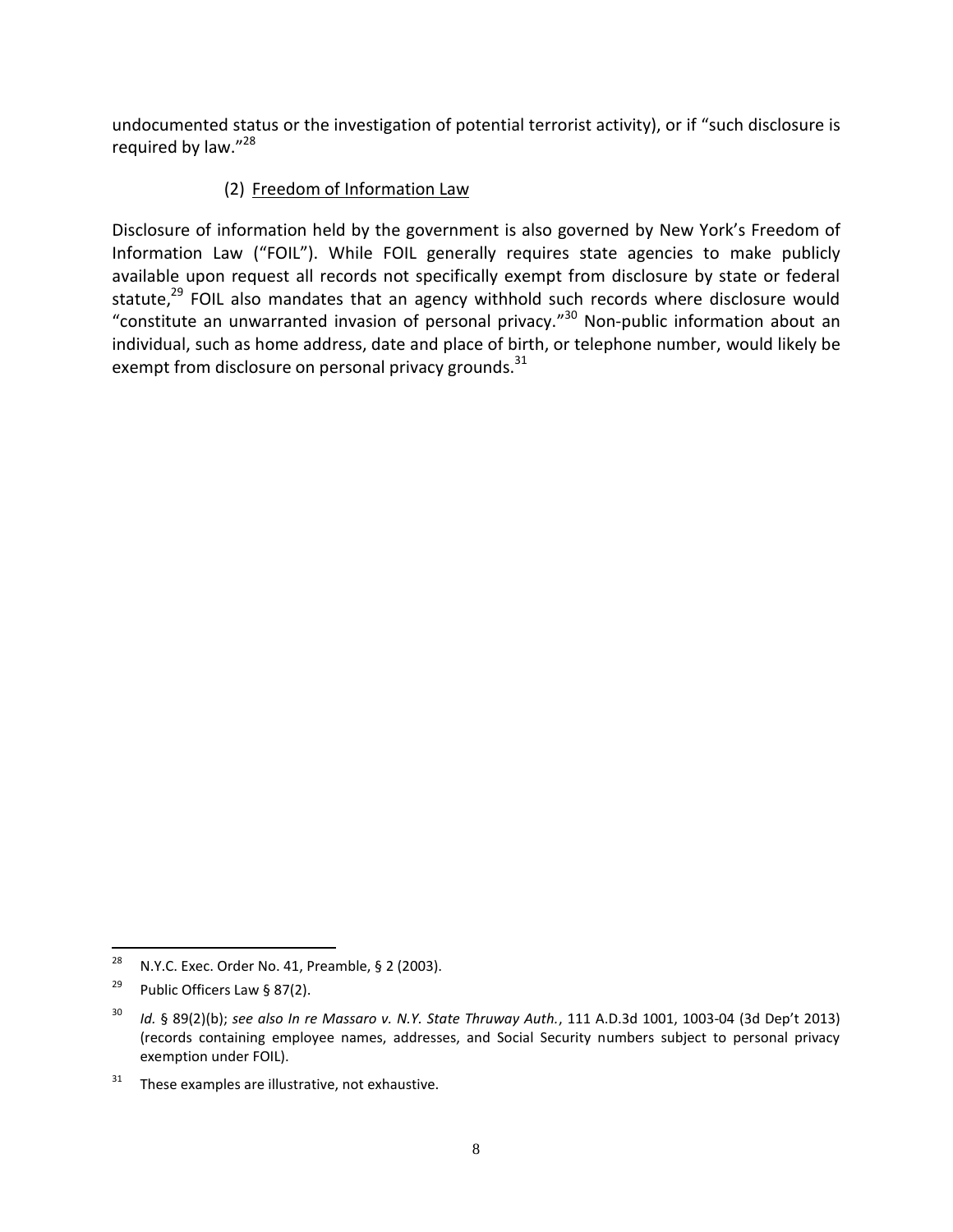undocumented status or the investigation of potential terrorist activity), or if "such disclosure is required by law."[28]

(2) Freedom of Information Law

Disclosure of information held by the government is also governed by New York's Freedom of Information Law ("FOIL"). While FOIL generally requires state agencies to make publicly available upon request all records not specifically exempt from disclosure by state or federal statute,[29] FOIL also mandates that an agency withhold such records where disclosure would "constitute an unwarranted invasion of personal privacy."[30] Non-public information about an individual, such as home address, date and place of birth, or telephone number, would likely be exempt from disclosure on personal privacy grounds.[31]

---

[28] N.Y.C. Exec. Order No. 41, Preamble, § 2 (2003).

[29] Public Officers Law § 87(2).

[30] *Id.* § 89(2)(b); *see also In re Massaro v. N.Y. State Thruway Auth.*, 111 A.D.3d 1001, 1003-04 (3d Dep't 2013) (records containing employee names, addresses, and Social Security numbers subject to personal privacy exemption under FOIL).

[31] These examples are illustrative, not exhaustive.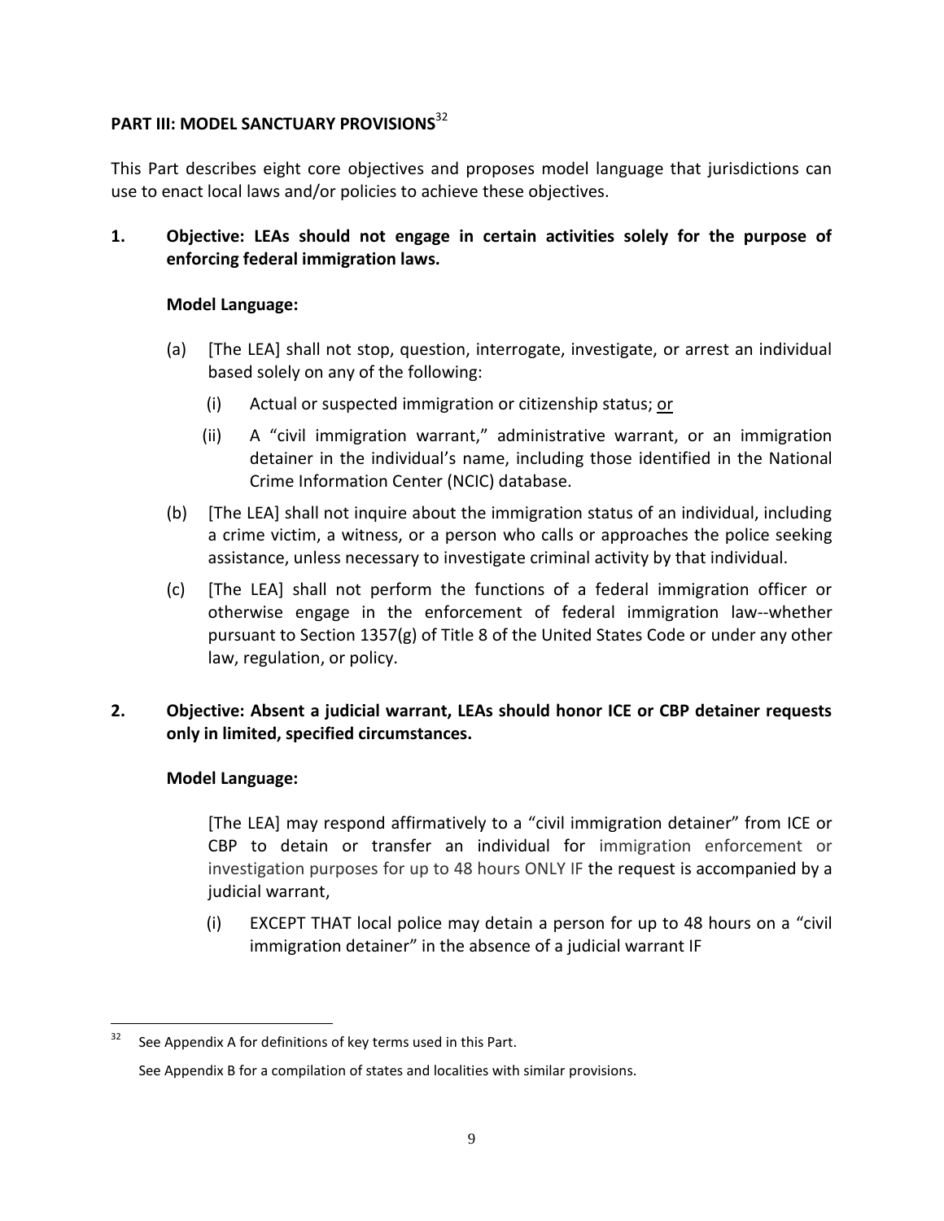## PART III: MODEL SANCTUARY PROVISIONS[32]

This Part describes eight core objectives and proposes model language that jurisdictions can use to enact local laws and/or policies to achieve these objectives.

**1. Objective: LEAs should not engage in certain activities solely for the purpose of enforcing federal immigration laws.**

**Model Language:**

(a) [The LEA] shall not stop, question, interrogate, investigate, or arrest an individual based solely on any of the following:

  (i) Actual or suspected immigration or citizenship status; <u>or</u>

  (ii) A "civil immigration warrant," administrative warrant, or an immigration detainer in the individual's name, including those identified in the National Crime Information Center (NCIC) database.

(b) [The LEA] shall not inquire about the immigration status of an individual, including a crime victim, a witness, or a person who calls or approaches the police seeking assistance, unless necessary to investigate criminal activity by that individual.

(c) [The LEA] shall not perform the functions of a federal immigration officer or otherwise engage in the enforcement of federal immigration law--whether pursuant to Section 1357(g) of Title 8 of the United States Code or under any other law, regulation, or policy.

**2. Objective: Absent a judicial warrant, LEAs should honor ICE or CBP detainer requests only in limited, specified circumstances.**

**Model Language:**

[The LEA] may respond affirmatively to a "civil immigration detainer" from ICE or CBP to detain or transfer an individual for immigration enforcement or investigation purposes for up to 48 hours ONLY IF the request is accompanied by a judicial warrant,

  (i) EXCEPT THAT local police may detain a person for up to 48 hours on a "civil immigration detainer" in the absence of a judicial warrant IF

---

[32] See Appendix A for definitions of key terms used in this Part.

See Appendix B for a compilation of states and localities with similar provisions.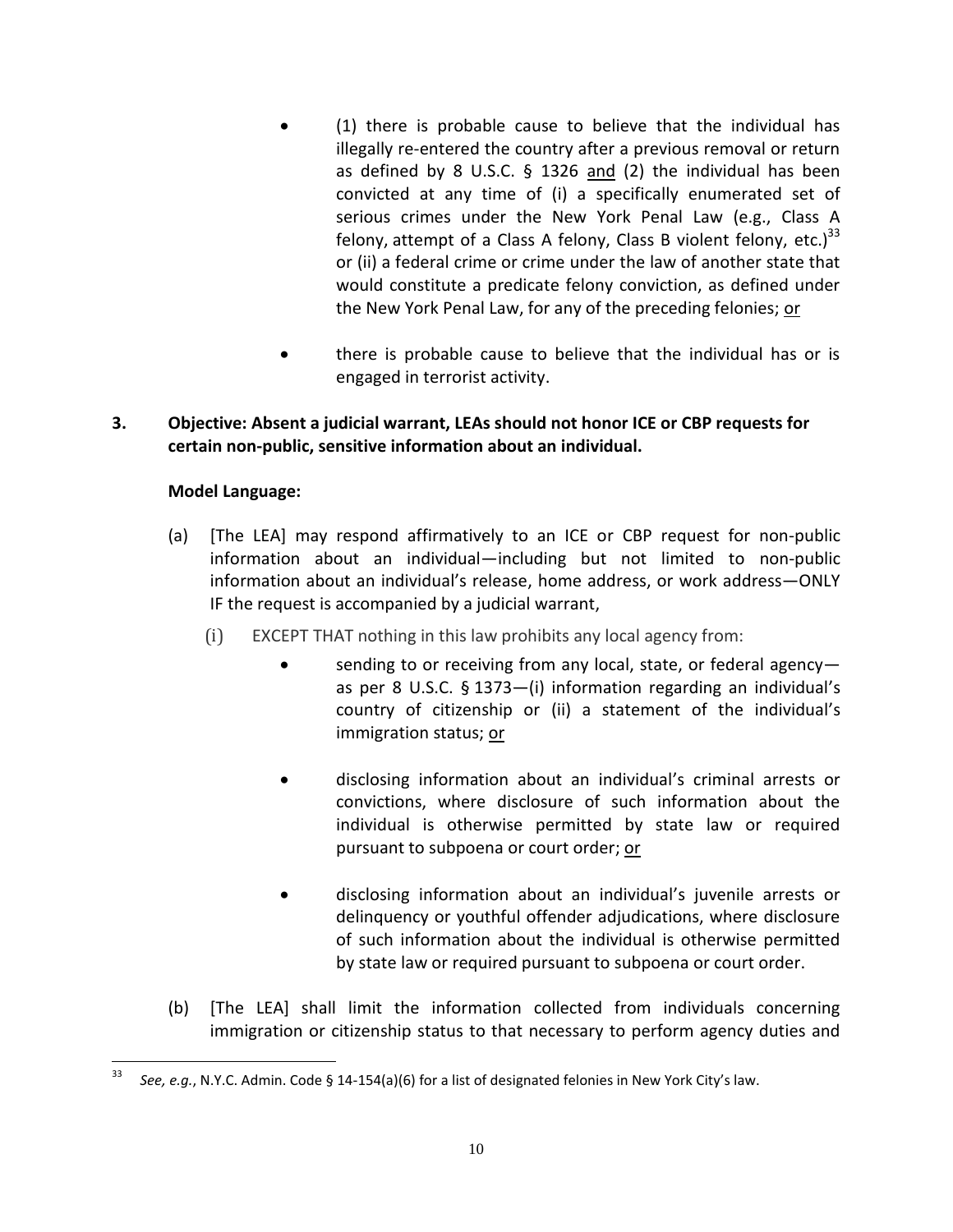- (1) there is probable cause to believe that the individual has illegally re-entered the country after a previous removal or return as defined by 8 U.S.C. § 1326 <u>and</u> (2) the individual has been convicted at any time of (i) a specifically enumerated set of serious crimes under the New York Penal Law (e.g., Class A felony, attempt of a Class A felony, Class B violent felony, etc.)[33] or (ii) a federal crime or crime under the law of another state that would constitute a predicate felony conviction, as defined under the New York Penal Law, for any of the preceding felonies; <u>or</u>

- there is probable cause to believe that the individual has or is engaged in terrorist activity.

**3. Objective: Absent a judicial warrant, LEAs should not honor ICE or CBP requests for certain non-public, sensitive information about an individual.**

**Model Language:**

(a) [The LEA] may respond affirmatively to an ICE or CBP request for non-public information about an individual—including but not limited to non-public information about an individual's release, home address, or work address—ONLY IF the request is accompanied by a judicial warrant,

(i) EXCEPT THAT nothing in this law prohibits any local agency from:

- sending to or receiving from any local, state, or federal agency—as per 8 U.S.C. § 1373—(i) information regarding an individual's country of citizenship or (ii) a statement of the individual's immigration status; <u>or</u>

- disclosing information about an individual's criminal arrests or convictions, where disclosure of such information about the individual is otherwise permitted by state law or required pursuant to subpoena or court order; <u>or</u>

- disclosing information about an individual's juvenile arrests or delinquency or youthful offender adjudications, where disclosure of such information about the individual is otherwise permitted by state law or required pursuant to subpoena or court order.

(b) [The LEA] shall limit the information collected from individuals concerning immigration or citizenship status to that necessary to perform agency duties and

---

[33] *See, e.g.*, N.Y.C. Admin. Code § 14-154(a)(6) for a list of designated felonies in New York City's law.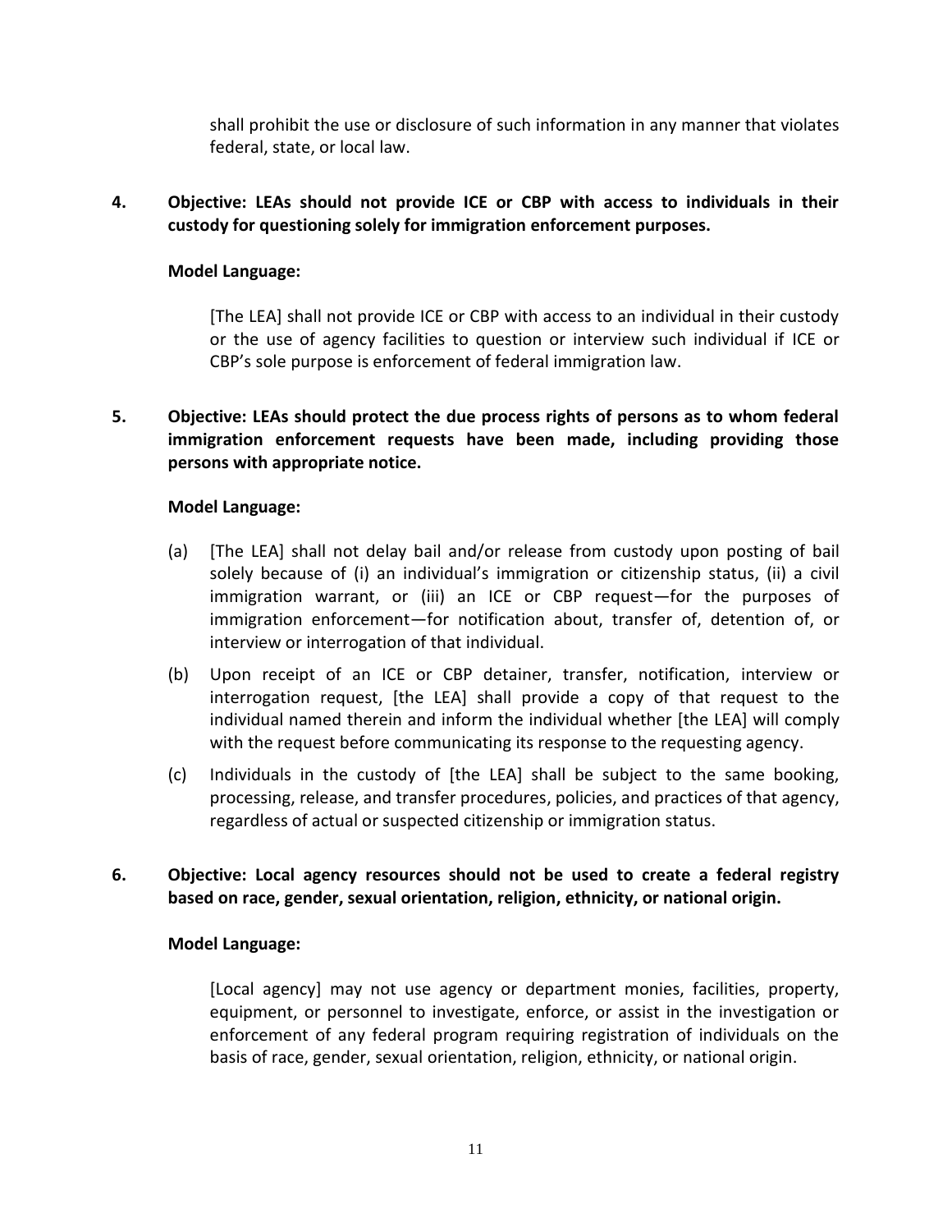shall prohibit the use or disclosure of such information in any manner that violates federal, state, or local law.

4. **Objective: LEAs should not provide ICE or CBP with access to individuals in their custody for questioning solely for immigration enforcement purposes.**

   **Model Language:**

   [The LEA] shall not provide ICE or CBP with access to an individual in their custody or the use of agency facilities to question or interview such individual if ICE or CBP's sole purpose is enforcement of federal immigration law.

5. **Objective: LEAs should protect the due process rights of persons as to whom federal immigration enforcement requests have been made, including providing those persons with appropriate notice.**

   **Model Language:**

   (a) [The LEA] shall not delay bail and/or release from custody upon posting of bail solely because of (i) an individual's immigration or citizenship status, (ii) a civil immigration warrant, or (iii) an ICE or CBP request—for the purposes of immigration enforcement—for notification about, transfer of, detention of, or interview or interrogation of that individual.

   (b) Upon receipt of an ICE or CBP detainer, transfer, notification, interview or interrogation request, [the LEA] shall provide a copy of that request to the individual named therein and inform the individual whether [the LEA] will comply with the request before communicating its response to the requesting agency.

   (c) Individuals in the custody of [the LEA] shall be subject to the same booking, processing, release, and transfer procedures, policies, and practices of that agency, regardless of actual or suspected citizenship or immigration status.

6. **Objective: Local agency resources should not be used to create a federal registry based on race, gender, sexual orientation, religion, ethnicity, or national origin.**

   **Model Language:**

   [Local agency] may not use agency or department monies, facilities, property, equipment, or personnel to investigate, enforce, or assist in the investigation or enforcement of any federal program requiring registration of individuals on the basis of race, gender, sexual orientation, religion, ethnicity, or national origin.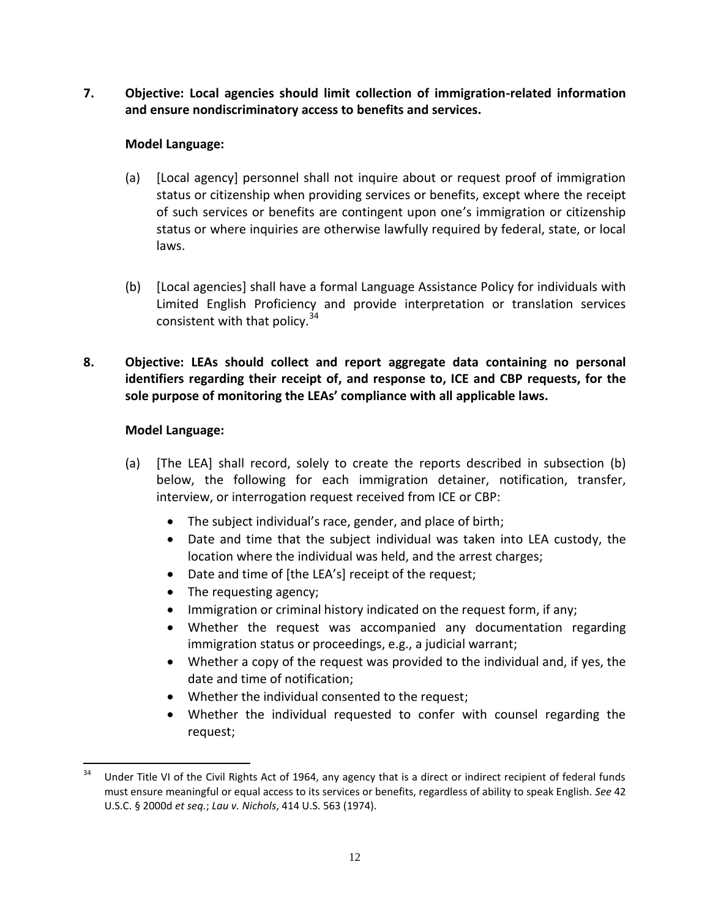**7. Objective: Local agencies should limit collection of immigration-related information and ensure nondiscriminatory access to benefits and services.**

**Model Language:**

(a) [Local agency] personnel shall not inquire about or request proof of immigration status or citizenship when providing services or benefits, except where the receipt of such services or benefits are contingent upon one's immigration or citizenship status or where inquiries are otherwise lawfully required by federal, state, or local laws.

(b) [Local agencies] shall have a formal Language Assistance Policy for individuals with Limited English Proficiency and provide interpretation or translation services consistent with that policy.[34]

**8. Objective: LEAs should collect and report aggregate data containing no personal identifiers regarding their receipt of, and response to, ICE and CBP requests, for the sole purpose of monitoring the LEAs' compliance with all applicable laws.**

**Model Language:**

(a) [The LEA] shall record, solely to create the reports described in subsection (b) below, the following for each immigration detainer, notification, transfer, interview, or interrogation request received from ICE or CBP:

- The subject individual's race, gender, and place of birth;
- Date and time that the subject individual was taken into LEA custody, the location where the individual was held, and the arrest charges;
- Date and time of [the LEA's] receipt of the request;
- The requesting agency;
- Immigration or criminal history indicated on the request form, if any;
- Whether the request was accompanied any documentation regarding immigration status or proceedings, e.g., a judicial warrant;
- Whether a copy of the request was provided to the individual and, if yes, the date and time of notification;
- Whether the individual consented to the request;
- Whether the individual requested to confer with counsel regarding the request;

[34] Under Title VI of the Civil Rights Act of 1964, any agency that is a direct or indirect recipient of federal funds must ensure meaningful or equal access to its services or benefits, regardless of ability to speak English. *See* 42 U.S.C. § 2000d *et seq.*; *Lau v. Nichols*, 414 U.S. 563 (1974).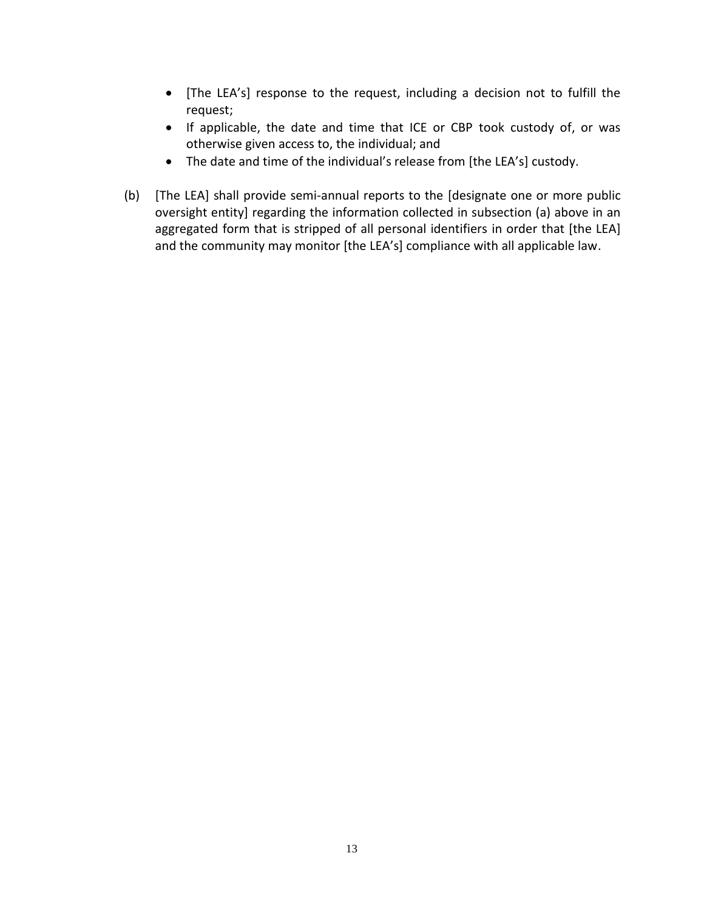- [The LEA's] response to the request, including a decision not to fulfill the request;
- If applicable, the date and time that ICE or CBP took custody of, or was otherwise given access to, the individual; and
- The date and time of the individual's release from [the LEA's] custody.

(b) [The LEA] shall provide semi-annual reports to the [designate one or more public oversight entity] regarding the information collected in subsection (a) above in an aggregated form that is stripped of all personal identifiers in order that [the LEA] and the community may monitor [the LEA's] compliance with all applicable law.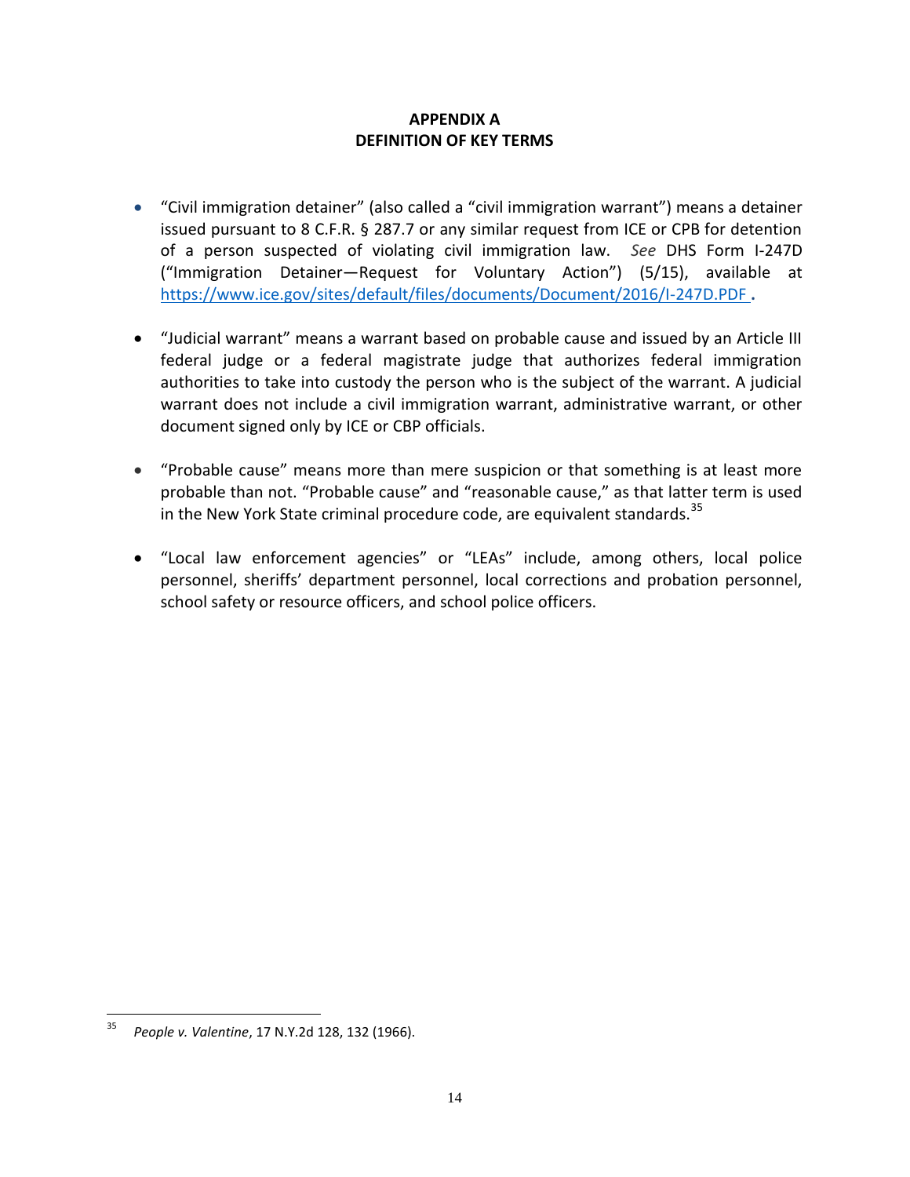# APPENDIX A
## DEFINITION OF KEY TERMS

- "Civil immigration detainer" (also called a "civil immigration warrant") means a detainer issued pursuant to 8 C.F.R. § 287.7 or any similar request from ICE or CPB for detention of a person suspected of violating civil immigration law. *See* DHS Form I-247D ("Immigration Detainer—Request for Voluntary Action") (5/15), available at https://www.ice.gov/sites/default/files/documents/Document/2016/I-247D.PDF.

- "Judicial warrant" means a warrant based on probable cause and issued by an Article III federal judge or a federal magistrate judge that authorizes federal immigration authorities to take into custody the person who is the subject of the warrant. A judicial warrant does not include a civil immigration warrant, administrative warrant, or other document signed only by ICE or CBP officials.

- "Probable cause" means more than mere suspicion or that something is at least more probable than not. "Probable cause" and "reasonable cause," as that latter term is used in the New York State criminal procedure code, are equivalent standards.[35]

- "Local law enforcement agencies" or "LEAs" include, among others, local police personnel, sheriffs' department personnel, local corrections and probation personnel, school safety or resource officers, and school police officers.

---

[35] *People v. Valentine*, 17 N.Y.2d 128, 132 (1966).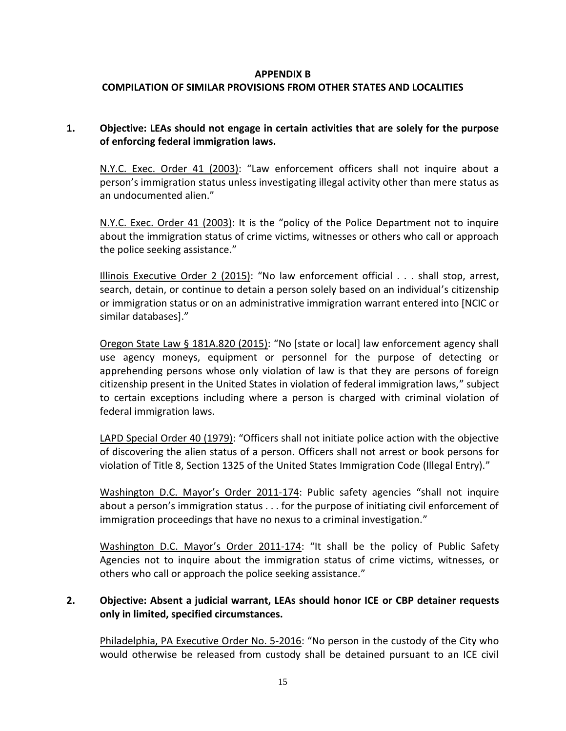**APPENDIX B**

**COMPILATION OF SIMILAR PROVISIONS FROM OTHER STATES AND LOCALITIES**

**1. Objective: LEAs should not engage in certain activities that are solely for the purpose of enforcing federal immigration laws.**

N.Y.C. Exec. Order 41 (2003): "Law enforcement officers shall not inquire about a person's immigration status unless investigating illegal activity other than mere status as an undocumented alien."

N.Y.C. Exec. Order 41 (2003): It is the "policy of the Police Department not to inquire about the immigration status of crime victims, witnesses or others who call or approach the police seeking assistance."

Illinois Executive Order 2 (2015): "No law enforcement official . . . shall stop, arrest, search, detain, or continue to detain a person solely based on an individual's citizenship or immigration status or on an administrative immigration warrant entered into [NCIC or similar databases]."

Oregon State Law § 181A.820 (2015): "No [state or local] law enforcement agency shall use agency moneys, equipment or personnel for the purpose of detecting or apprehending persons whose only violation of law is that they are persons of foreign citizenship present in the United States in violation of federal immigration laws," subject to certain exceptions including where a person is charged with criminal violation of federal immigration laws.

LAPD Special Order 40 (1979): "Officers shall not initiate police action with the objective of discovering the alien status of a person. Officers shall not arrest or book persons for violation of Title 8, Section 1325 of the United States Immigration Code (Illegal Entry)."

Washington D.C. Mayor's Order 2011-174: Public safety agencies "shall not inquire about a person's immigration status . . . for the purpose of initiating civil enforcement of immigration proceedings that have no nexus to a criminal investigation."

Washington D.C. Mayor's Order 2011-174: "It shall be the policy of Public Safety Agencies not to inquire about the immigration status of crime victims, witnesses, or others who call or approach the police seeking assistance."

**2. Objective: Absent a judicial warrant, LEAs should honor ICE or CBP detainer requests only in limited, specified circumstances.**

Philadelphia, PA Executive Order No. 5-2016: "No person in the custody of the City who would otherwise be released from custody shall be detained pursuant to an ICE civil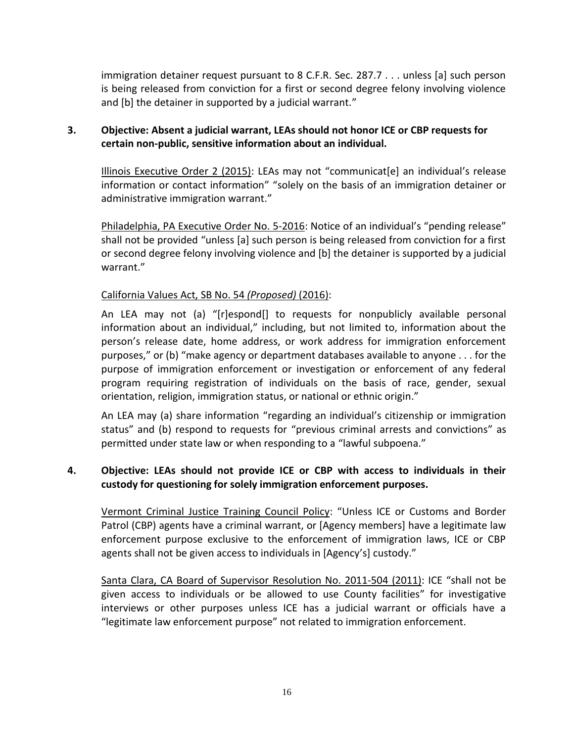immigration detainer request pursuant to 8 C.F.R. Sec. 287.7 . . . unless [a] such person is being released from conviction for a first or second degree felony involving violence and [b] the detainer in supported by a judicial warrant."

**3. Objective: Absent a judicial warrant, LEAs should not honor ICE or CBP requests for certain non-public, sensitive information about an individual.**

Illinois Executive Order 2 (2015): LEAs may not "communicat[e] an individual's release information or contact information" "solely on the basis of an immigration detainer or administrative immigration warrant."

Philadelphia, PA Executive Order No. 5-2016: Notice of an individual's "pending release" shall not be provided "unless [a] such person is being released from conviction for a first or second degree felony involving violence and [b] the detainer is supported by a judicial warrant."

California Values Act, SB No. 54 *(Proposed)* (2016):

An LEA may not (a) "[r]espond[] to requests for nonpublicly available personal information about an individual," including, but not limited to, information about the person's release date, home address, or work address for immigration enforcement purposes," or (b) "make agency or department databases available to anyone . . . for the purpose of immigration enforcement or investigation or enforcement of any federal program requiring registration of individuals on the basis of race, gender, sexual orientation, religion, immigration status, or national or ethnic origin."

An LEA may (a) share information "regarding an individual's citizenship or immigration status" and (b) respond to requests for "previous criminal arrests and convictions" as permitted under state law or when responding to a "lawful subpoena."

**4. Objective: LEAs should not provide ICE or CBP with access to individuals in their custody for questioning for solely immigration enforcement purposes.**

Vermont Criminal Justice Training Council Policy: "Unless ICE or Customs and Border Patrol (CBP) agents have a criminal warrant, or [Agency members] have a legitimate law enforcement purpose exclusive to the enforcement of immigration laws, ICE or CBP agents shall not be given access to individuals in [Agency's] custody."

Santa Clara, CA Board of Supervisor Resolution No. 2011-504 (2011): ICE "shall not be given access to individuals or be allowed to use County facilities" for investigative interviews or other purposes unless ICE has a judicial warrant or officials have a "legitimate law enforcement purpose" not related to immigration enforcement.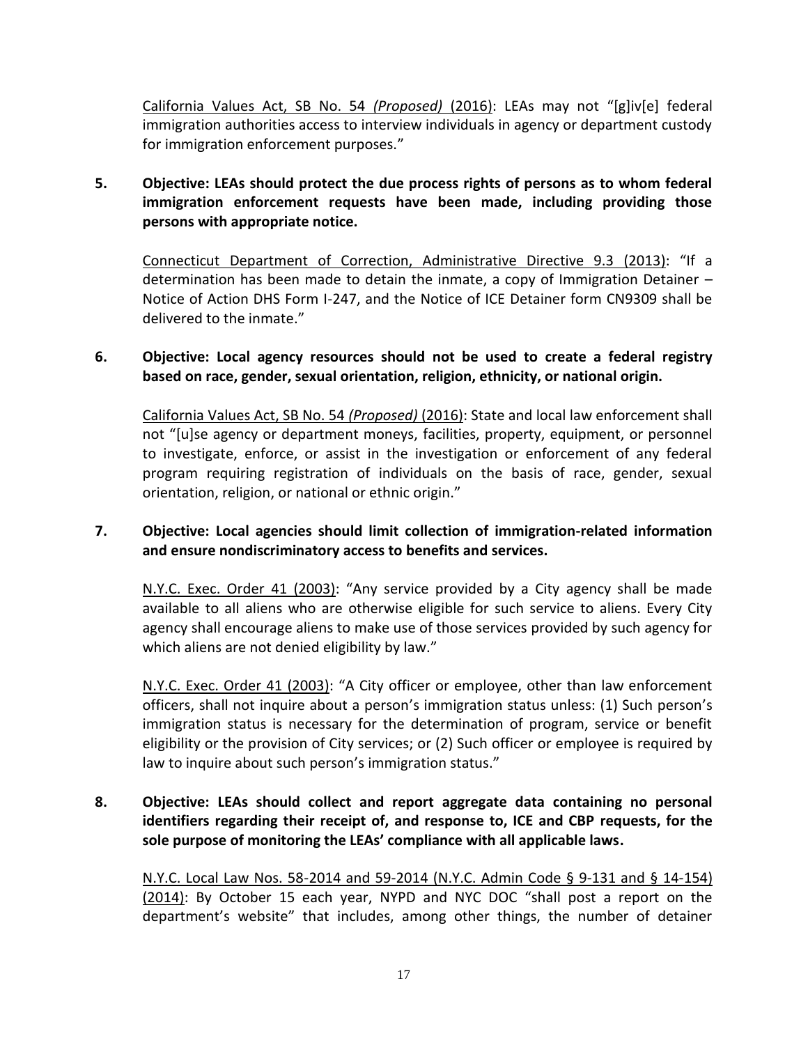California Values Act, SB No. 54 *(Proposed)* (2016): LEAs may not "[g]iv[e] federal immigration authorities access to interview individuals in agency or department custody for immigration enforcement purposes."

5. **Objective: LEAs should protect the due process rights of persons as to whom federal immigration enforcement requests have been made, including providing those persons with appropriate notice.**

   Connecticut Department of Correction, Administrative Directive 9.3 (2013): "If a determination has been made to detain the inmate, a copy of Immigration Detainer – Notice of Action DHS Form I-247, and the Notice of ICE Detainer form CN9309 shall be delivered to the inmate."

6. **Objective: Local agency resources should not be used to create a federal registry based on race, gender, sexual orientation, religion, ethnicity, or national origin.**

   California Values Act, SB No. 54 *(Proposed)* (2016): State and local law enforcement shall not "[u]se agency or department moneys, facilities, property, equipment, or personnel to investigate, enforce, or assist in the investigation or enforcement of any federal program requiring registration of individuals on the basis of race, gender, sexual orientation, religion, or national or ethnic origin."

7. **Objective: Local agencies should limit collection of immigration-related information and ensure nondiscriminatory access to benefits and services.**

   N.Y.C. Exec. Order 41 (2003): "Any service provided by a City agency shall be made available to all aliens who are otherwise eligible for such service to aliens. Every City agency shall encourage aliens to make use of those services provided by such agency for which aliens are not denied eligibility by law."

   N.Y.C. Exec. Order 41 (2003): "A City officer or employee, other than law enforcement officers, shall not inquire about a person's immigration status unless: (1) Such person's immigration status is necessary for the determination of program, service or benefit eligibility or the provision of City services; or (2) Such officer or employee is required by law to inquire about such person's immigration status."

8. **Objective: LEAs should collect and report aggregate data containing no personal identifiers regarding their receipt of, and response to, ICE and CBP requests, for the sole purpose of monitoring the LEAs' compliance with all applicable laws.**

   N.Y.C. Local Law Nos. 58-2014 and 59-2014 (N.Y.C. Admin Code § 9-131 and § 14-154) (2014): By October 15 each year, NYPD and NYC DOC "shall post a report on the department's website" that includes, among other things, the number of detainer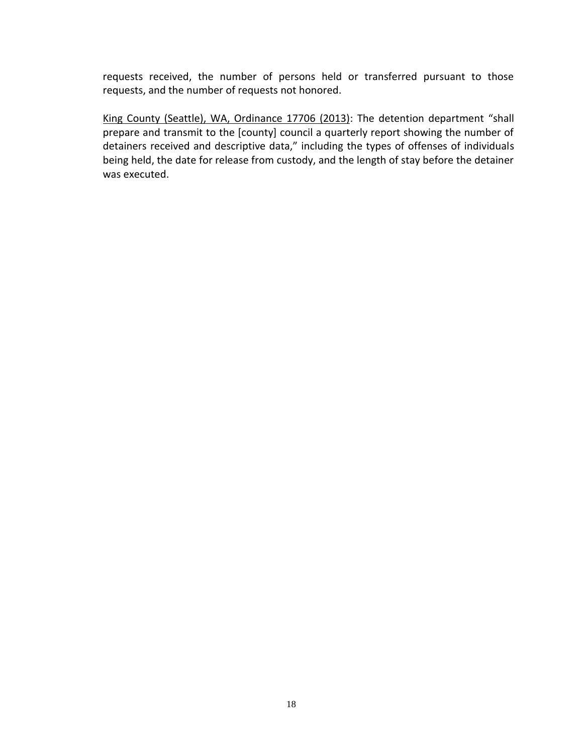requests received, the number of persons held or transferred pursuant to those requests, and the number of requests not honored.

<u>King County (Seattle), WA, Ordinance 17706 (2013)</u>: The detention department "shall prepare and transmit to the [county] council a quarterly report showing the number of detainers received and descriptive data," including the types of offenses of individuals being held, the date for release from custody, and the length of stay before the detainer was executed.